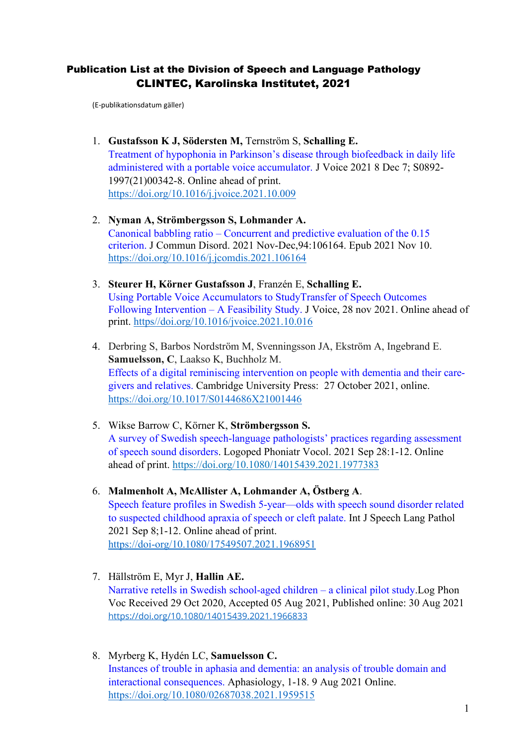# Publication List at the Division of Speech and Language Pathology
## CLINTEC, Karolinska Institutet, 2021

(E-publikationsdatum gäller)

1. **Gustafsson K J, Södersten M,** Ternström S, **Schalling E.**
   Treatment of hypophonia in Parkinson's disease through biofeedback in daily life administered with a portable voice accumulator. J Voice 2021 8 Dec 7; S0892-1997(21)00342-8. Online ahead of print.
   https://doi.org/10.1016/j.jvoice.2021.10.009

2. **Nyman A, Strömbergsson S, Lohmander A.**
   Canonical babbling ratio – Concurrent and predictive evaluation of the 0.15 criterion. J Commun Disord. 2021 Nov-Dec,94:106164. Epub 2021 Nov 10.
   https://doi.org/10.1016/j.jcomdis.2021.106164

3. **Steurer H, Körner Gustafsson J**, Franzén E, **Schalling E.**
   Using Portable Voice Accumulators to StudyTransfer of Speech Outcomes Following Intervention – A Feasibility Study. J Voice, 28 nov 2021. Online ahead of print. https//doi.org/10.1016/jvoice.2021.10.016

4. Derbring S, Barbos Nordström M, Svenningsson JA, Ekström A, Ingebrand E. **Samuelsson, C**, Laakso K, Buchholz M.
   Effects of a digital reminiscing intervention on people with dementia and their care-givers and relatives. Cambridge University Press: 27 October 2021, online.
   https://doi.org/10.1017/S0144686X21001446

5. Wikse Barrow C, Körner K, **Strömbergsson S.**
   A survey of Swedish speech-language pathologists' practices regarding assessment of speech sound disorders. Logoped Phoniatr Vocol. 2021 Sep 28:1-12. Online ahead of print. https://doi.org/10.1080/14015439.2021.1977383

6. **Malmenholt A, McAllister A, Lohmander A, Östberg A**.
   Speech feature profiles in Swedish 5-year—olds with speech sound disorder related to suspected childhood apraxia of speech or cleft palate. Int J Speech Lang Pathol 2021 Sep 8;1-12. Online ahead of print.
   https://doi-org/10.1080/17549507.2021.1968951

7. Hällström E, Myr J, **Hallin AE.**
   Narrative retells in Swedish school-aged children – a clinical pilot study.Log Phon Voc Received 29 Oct 2020, Accepted 05 Aug 2021, Published online: 30 Aug 2021
   https://doi.org/10.1080/14015439.2021.1966833

8. Myrberg K, Hydén LC, **Samuelsson C.**
   Instances of trouble in aphasia and dementia: an analysis of trouble domain and interactional consequences. Aphasiology, 1-18. 9 Aug 2021 Online.
   https://doi.org/10.1080/02687038.2021.1959515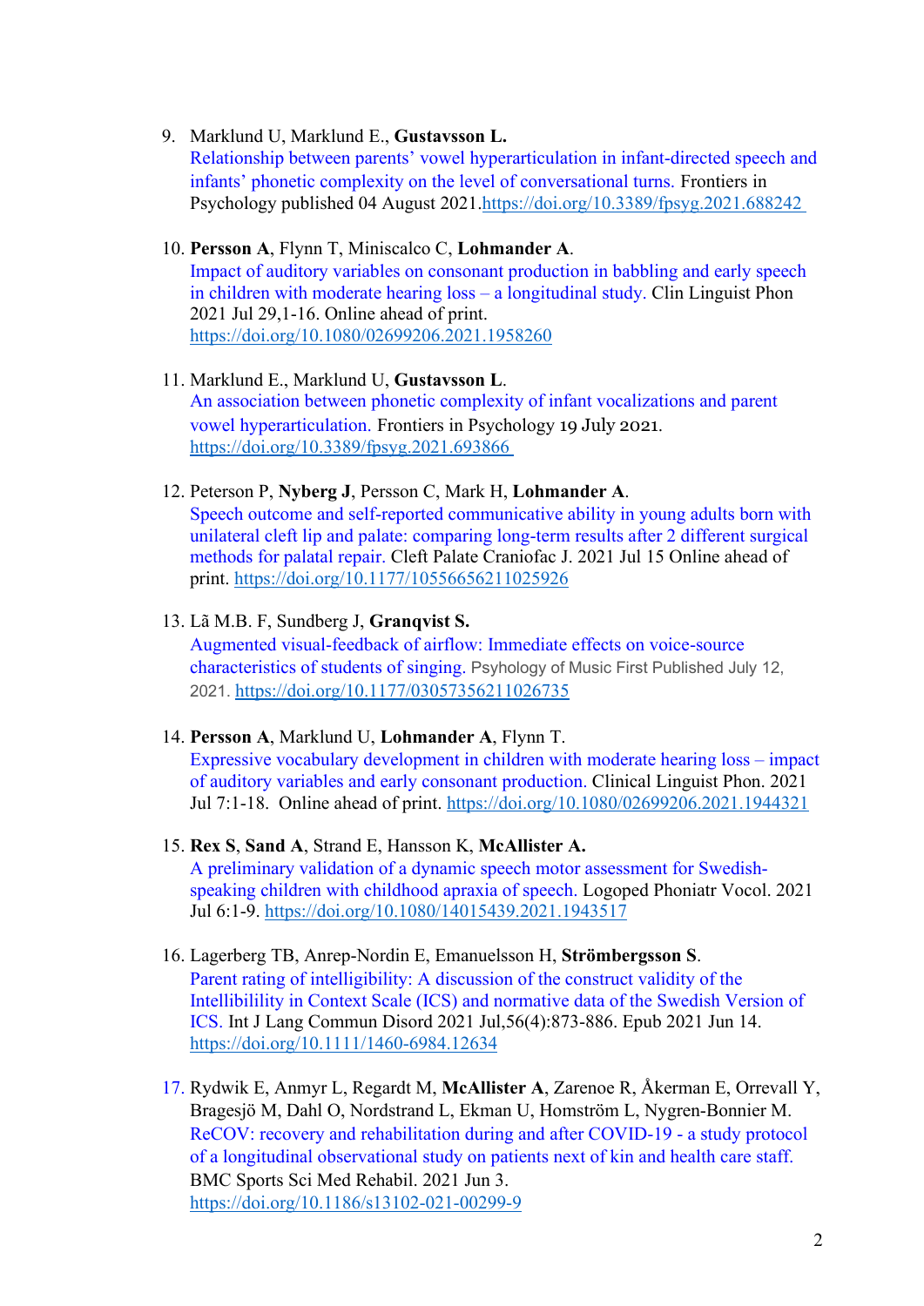9. Marklund U, Marklund E., **Gustavsson L.**
   Relationship between parents' vowel hyperarticulation in infant-directed speech and infants' phonetic complexity on the level of conversational turns. Frontiers in Psychology published 04 August 2021.https://doi.org/10.3389/fpsyg.2021.688242

10. **Persson A**, Flynn T, Miniscalco C, **Lohmander A**.
    Impact of auditory variables on consonant production in babbling and early speech in children with moderate hearing loss – a longitudinal study. Clin Linguist Phon 2021 Jul 29,1-16. Online ahead of print.
    https://doi.org/10.1080/02699206.2021.1958260

11. Marklund E., Marklund U, **Gustavsson L**.
    An association between phonetic complexity of infant vocalizations and parent vowel hyperarticulation. Frontiers in Psychology 19 July 2021.
    https://doi.org/10.3389/fpsyg.2021.693866

12. Peterson P, **Nyberg J**, Persson C, Mark H, **Lohmander A**.
    Speech outcome and self-reported communicative ability in young adults born with unilateral cleft lip and palate: comparing long-term results after 2 different surgical methods for palatal repair. Cleft Palate Craniofac J. 2021 Jul 15 Online ahead of print. https://doi.org/10.1177/10556656211025926

13. Lã M.B. F, Sundberg J, **Granqvist S.**
    Augmented visual-feedback of airflow: Immediate effects on voice-source characteristics of students of singing. Psychology of Music First Published July 12, 2021. https://doi.org/10.1177/03057356211026735

14. **Persson A**, Marklund U, **Lohmander A**, Flynn T.
    Expressive vocabulary development in children with moderate hearing loss – impact of auditory variables and early consonant production. Clinical Linguist Phon. 2021 Jul 7:1-18. Online ahead of print. https://doi.org/10.1080/02699206.2021.1944321

15. **Rex S**, **Sand A**, Strand E, Hansson K, **McAllister A.**
    A preliminary validation of a dynamic speech motor assessment for Swedish-speaking children with childhood apraxia of speech. Logoped Phoniatr Vocol. 2021 Jul 6:1-9. https://doi.org/10.1080/14015439.2021.1943517

16. Lagerberg TB, Anrep-Nordin E, Emanuelsson H, **Strömbergsson S**.
    Parent rating of intelligibility: A discussion of the construct validity of the Intellibility in Context Scale (ICS) and normative data of the Swedish Version of ICS. Int J Lang Commun Disord 2021 Jul,56(4):873-886. Epub 2021 Jun 14.
    https://doi.org/10.1111/1460-6984.12634

17. Rydwik E, Anmyr L, Regardt M, **McAllister A**, Zarenoe R, Åkerman E, Orrevall Y, Bragesjö M, Dahl O, Nordstrand L, Ekman U, Homström L, Nygren-Bonnier M.
    ReCOV: recovery and rehabilitation during and after COVID-19 - a study protocol of a longitudinal observational study on patients next of kin and health care staff. BMC Sports Sci Med Rehabil. 2021 Jun 3.
    https://doi.org/10.1186/s13102-021-00299-9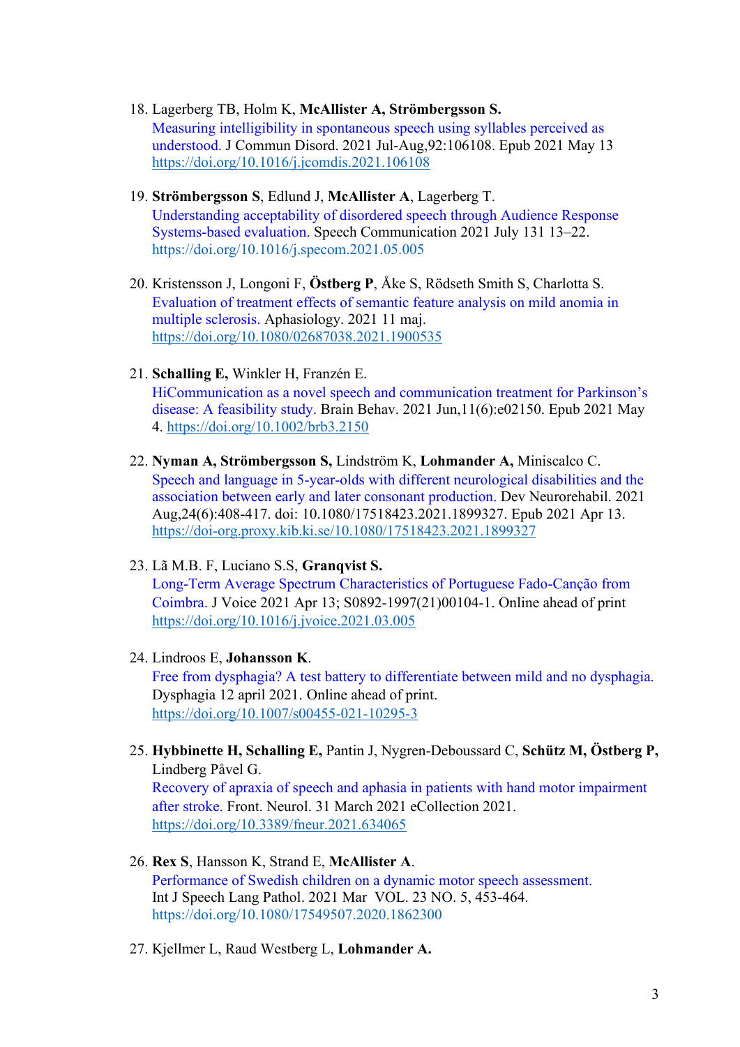18. Lagerberg TB, Holm K, **McAllister A, Strömbergsson S.**
    Measuring intelligibility in spontaneous speech using syllables perceived as understood. J Commun Disord. 2021 Jul-Aug,92:106108. Epub 2021 May 13
    https://doi.org/10.1016/j.jcomdis.2021.106108

19. **Strömbergsson S**, Edlund J, **McAllister A**, Lagerberg T.
    Understanding acceptability of disordered speech through Audience Response Systems-based evaluation. Speech Communication 2021 July 131 13–22.
    https://doi.org/10.1016/j.specom.2021.05.005

20. Kristensson J, Longoni F, **Östberg P**, Åke S, Rödseth Smith S, Charlotta S.
    Evaluation of treatment effects of semantic feature analysis on mild anomia in multiple sclerosis. Aphasiology. 2021 11 maj.
    https://doi.org/10.1080/02687038.2021.1900535

21. **Schalling E,** Winkler H, Franzén E.
    HiCommunication as a novel speech and communication treatment for Parkinson's disease: A feasibility study. Brain Behav. 2021 Jun,11(6):e02150. Epub 2021 May 4. https://doi.org/10.1002/brb3.2150

22. **Nyman A, Strömbergsson S,** Lindström K, **Lohmander A,** Miniscalco C.
    Speech and language in 5-year-olds with different neurological disabilities and the association between early and later consonant production. Dev Neurorehabil. 2021 Aug,24(6):408-417. doi: 10.1080/17518423.2021.1899327. Epub 2021 Apr 13.
    https://doi-org.proxy.kib.ki.se/10.1080/17518423.2021.1899327

23. Lã M.B. F, Luciano S.S, **Granqvist S.**
    Long-Term Average Spectrum Characteristics of Portuguese Fado-Canção from Coimbra. J Voice 2021 Apr 13; S0892-1997(21)00104-1. Online ahead of print
    https://doi.org/10.1016/j.jvoice.2021.03.005

24. Lindroos E, **Johansson K**.
    Free from dysphagia? A test battery to differentiate between mild and no dysphagia. Dysphagia 12 april 2021. Online ahead of print.
    https://doi.org/10.1007/s00455-021-10295-3

25. **Hybbinette H, Schalling E,** Pantin J, Nygren-Deboussard C, **Schütz M, Östberg P,** Lindberg Påvel G.
    Recovery of apraxia of speech and aphasia in patients with hand motor impairment after stroke. Front. Neurol. 31 March 2021 eCollection 2021.
    https://doi.org/10.3389/fneur.2021.634065

26. **Rex S**, Hansson K, Strand E, **McAllister A**.
    Performance of Swedish children on a dynamic motor speech assessment. Int J Speech Lang Pathol. 2021 Mar VOL. 23 NO. 5, 453-464.
    https://doi.org/10.1080/17549507.2020.1862300

27. Kjellmer L, Raud Westberg L, **Lohmander A.**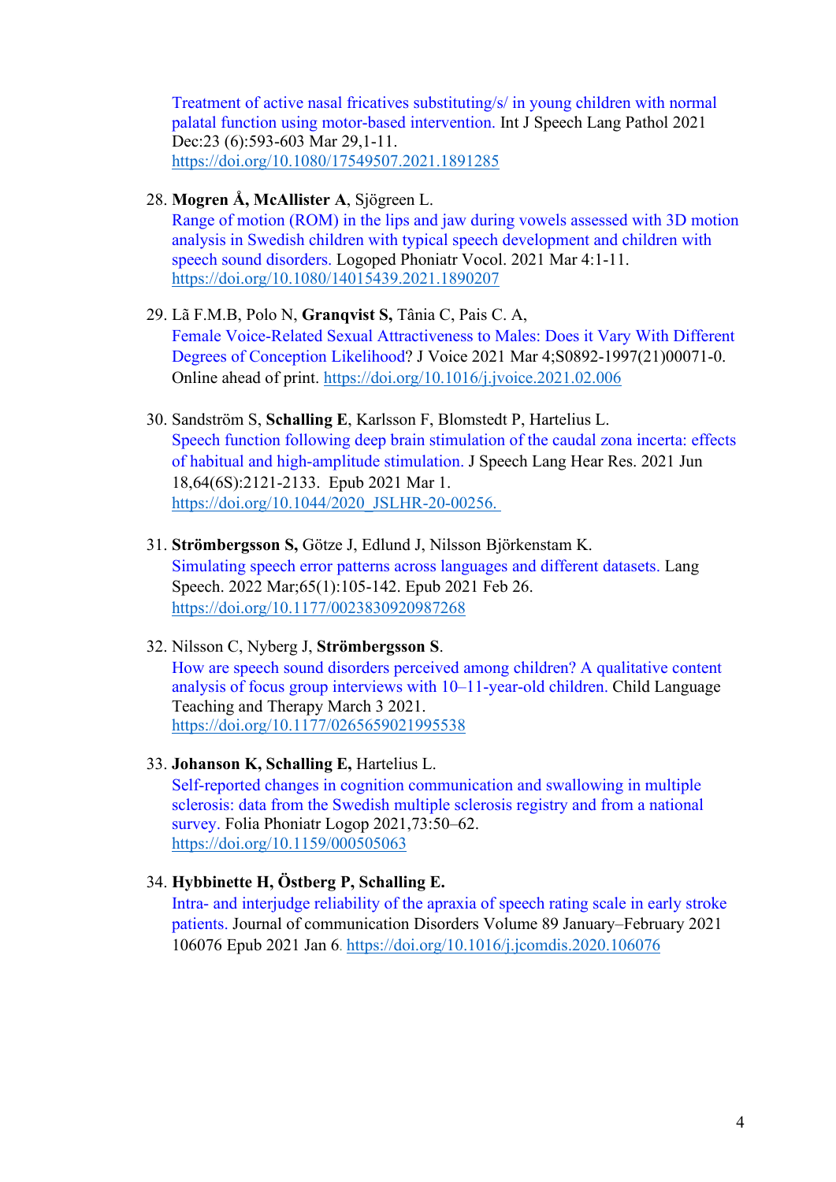Treatment of active nasal fricatives substituting/s/ in young children with normal palatal function using motor-based intervention. Int J Speech Lang Pathol 2021 Dec:23 (6):593-603 Mar 29,1-11. https://doi.org/10.1080/17549507.2021.1891285

28. **Mogren Å, McAllister A**, Sjögreen L.
    Range of motion (ROM) in the lips and jaw during vowels assessed with 3D motion analysis in Swedish children with typical speech development and children with speech sound disorders. Logoped Phoniatr Vocol. 2021 Mar 4:1-11. https://doi.org/10.1080/14015439.2021.1890207

29. Lã F.M.B, Polo N, **Granqvist S,** Tânia C, Pais C. A,
    Female Voice-Related Sexual Attractiveness to Males: Does it Vary With Different Degrees of Conception Likelihood? J Voice 2021 Mar 4;S0892-1997(21)00071-0. Online ahead of print. https://doi.org/10.1016/j.jvoice.2021.02.006

30. Sandström S, **Schalling E**, Karlsson F, Blomstedt P, Hartelius L.
    Speech function following deep brain stimulation of the caudal zona incerta: effects of habitual and high-amplitude stimulation. J Speech Lang Hear Res. 2021 Jun 18,64(6S):2121-2133. Epub 2021 Mar 1. https://doi.org/10.1044/2020_JSLHR-20-00256.

31. **Strömbergsson S,** Götze J, Edlund J, Nilsson Björkenstam K.
    Simulating speech error patterns across languages and different datasets. Lang Speech. 2022 Mar;65(1):105-142. Epub 2021 Feb 26. https://doi.org/10.1177/0023830920987268

32. Nilsson C, Nyberg J, **Strömbergsson S**.
    How are speech sound disorders perceived among children? A qualitative content analysis of focus group interviews with 10–11-year-old children. Child Language Teaching and Therapy March 3 2021. https://doi.org/10.1177/0265659021995538

33. **Johanson K, Schalling E,** Hartelius L.
    Self-reported changes in cognition communication and swallowing in multiple sclerosis: data from the Swedish multiple sclerosis registry and from a national survey. Folia Phoniatr Logop 2021,73:50–62. https://doi.org/10.1159/000505063

34. **Hybbinette H, Östberg P, Schalling E.**
    Intra- and interjudge reliability of the apraxia of speech rating scale in early stroke patients. Journal of communication Disorders Volume 89 January–February 2021 106076 Epub 2021 Jan 6. https://doi.org/10.1016/j.jcomdis.2020.106076